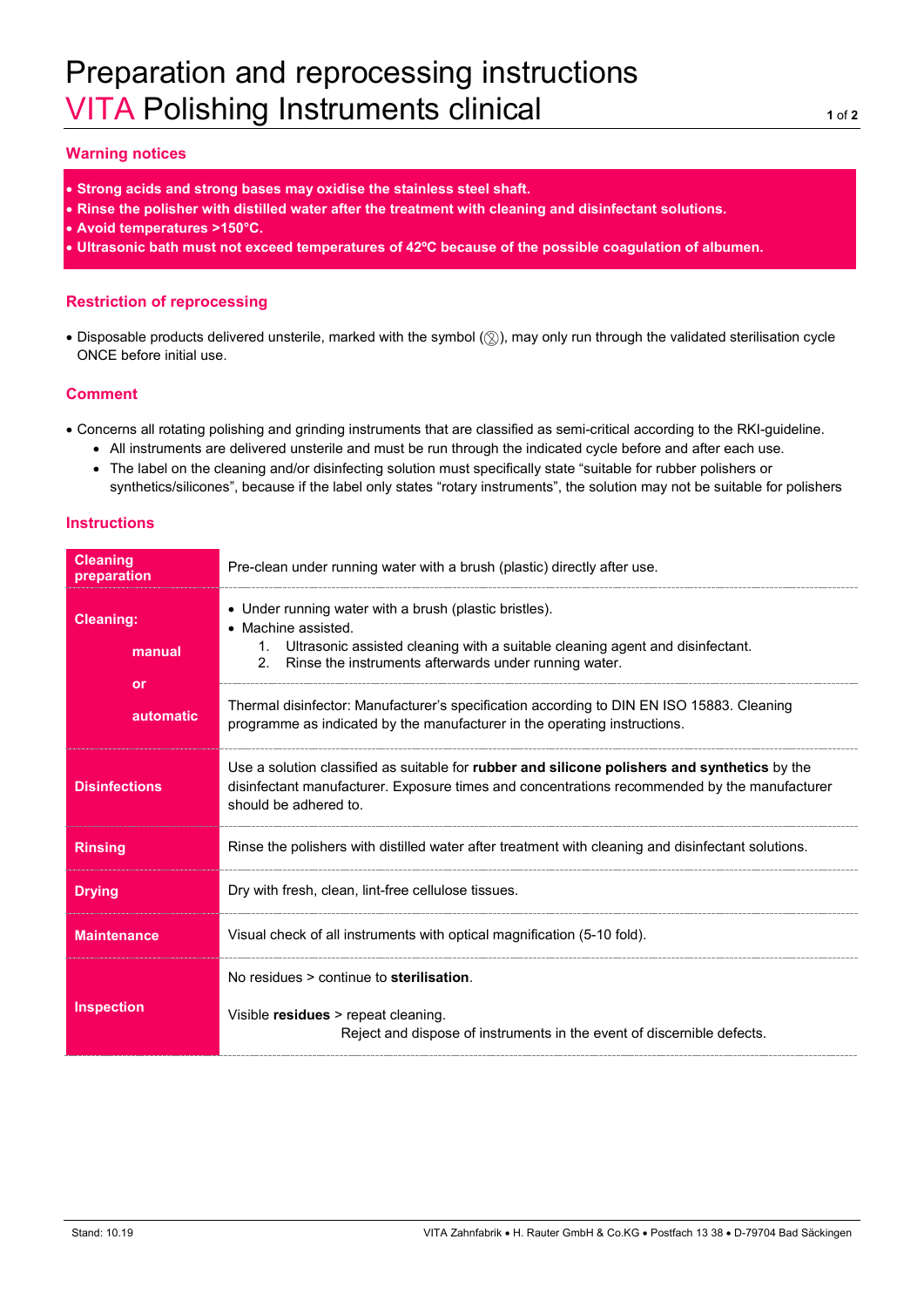# Preparation and reprocessing instructions
# VITA Polishing Instruments clinical

## Warning notices

- **Strong acids and strong bases may oxidise the stainless steel shaft.**
- **Rinse the polisher with distilled water after the treatment with cleaning and disinfectant solutions.**
- **Avoid temperatures >150°C.**
- **Ultrasonic bath must not exceed temperatures of 42ºC because of the possible coagulation of albumen.**

## Restriction of reprocessing

- Disposable products delivered unsterile, marked with the symbol (⊗), may only run through the validated sterilisation cycle ONCE before initial use.

## Comment

- Concerns all rotating polishing and grinding instruments that are classified as semi-critical according to the RKI-guideline.
  - All instruments are delivered unsterile and must be run through the indicated cycle before and after each use.
  - The label on the cleaning and/or disinfecting solution must specifically state "suitable for rubber polishers or synthetics/silicones", because if the label only states "rotary instruments", the solution may not be suitable for polishers

## Instructions

| | |
|---|---|
| **Cleaning preparation** | Pre-clean under running water with a brush (plastic) directly after use. |
| **Cleaning:** manual | • Under running water with a brush (plastic bristles).<br>• Machine assisted.<br>1. Ultrasonic assisted cleaning with a suitable cleaning agent and disinfectant.<br>2. Rinse the instruments afterwards under running water. |
| or automatic | Thermal disinfector: Manufacturer's specification according to DIN EN ISO 15883. Cleaning programme as indicated by the manufacturer in the operating instructions. |
| **Disinfections** | Use a solution classified as suitable for **rubber and silicone polishers and synthetics** by the disinfectant manufacturer. Exposure times and concentrations recommended by the manufacturer should be adhered to. |
| **Rinsing** | Rinse the polishers with distilled water after treatment with cleaning and disinfectant solutions. |
| **Drying** | Dry with fresh, clean, lint-free cellulose tissues. |
| **Maintenance** | Visual check of all instruments with optical magnification (5-10 fold). |
| **Inspection** | No residues > continue to **sterilisation**.<br><br>Visible **residues** > repeat cleaning.<br>Reject and dispose of instruments in the event of discernible defects. |

Stand: 10.19

VITA Zahnfabrik • H. Rauter GmbH & Co.KG • Postfach 13 38 • D-79704 Bad Säckingen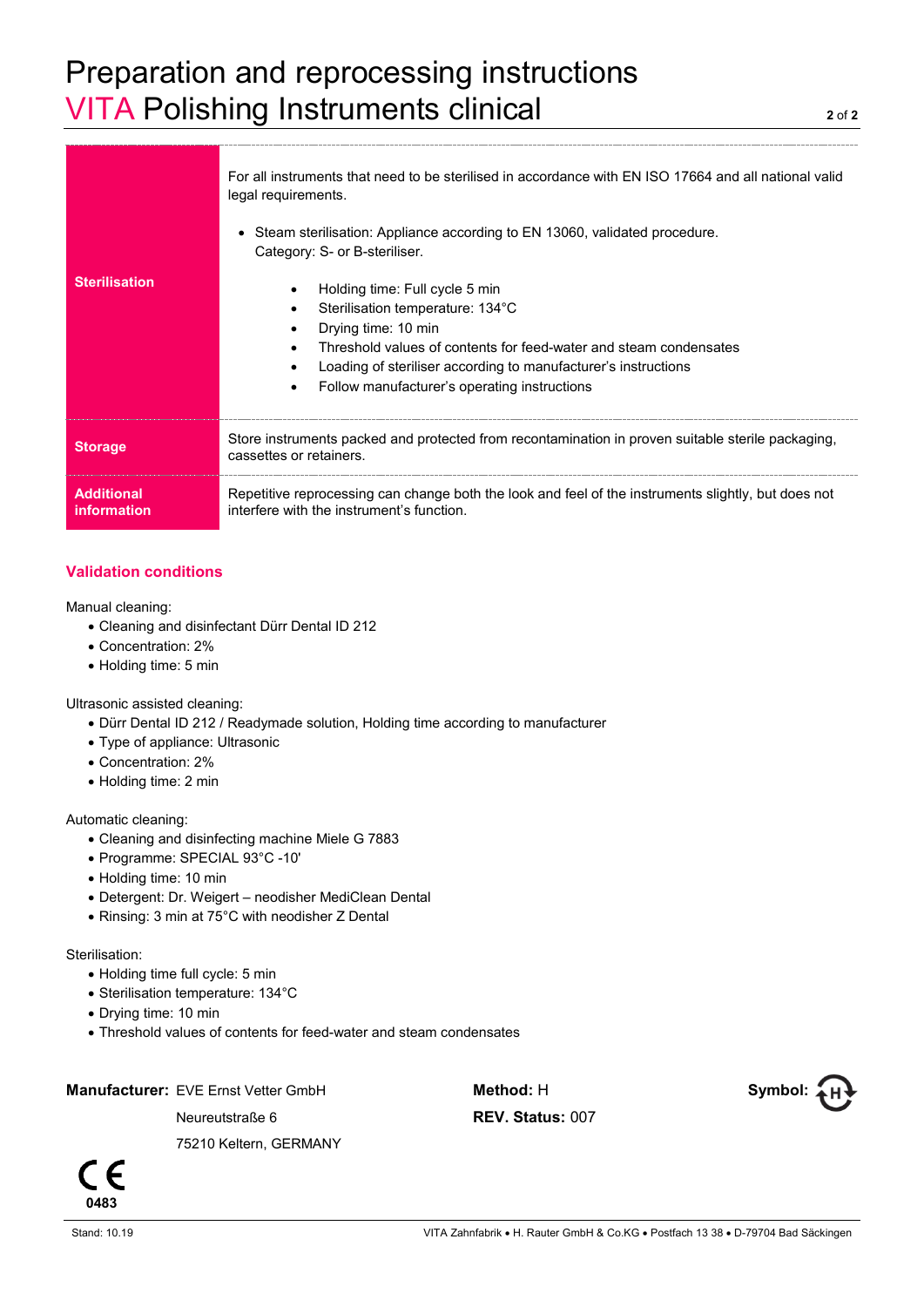# Preparation and reprocessing instructions
# VITA Polishing Instruments clinical

| | |
|---|---|
| **Sterilisation** | For all instruments that need to be sterilised in accordance with EN ISO 17664 and all national valid legal requirements.<br><br>• Steam sterilisation: Appliance according to EN 13060, validated procedure. Category: S- or B-steriliser.<br>  • Holding time: Full cycle 5 min<br>  • Sterilisation temperature: 134°C<br>  • Drying time: 10 min<br>  • Threshold values of contents for feed-water and steam condensates<br>  • Loading of steriliser according to manufacturer's instructions<br>  • Follow manufacturer's operating instructions |
| **Storage** | Store instruments packed and protected from recontamination in proven suitable sterile packaging, cassettes or retainers. |
| **Additional information** | Repetitive reprocessing can change both the look and feel of the instruments slightly, but does not interfere with the instrument's function. |

## Validation conditions

Manual cleaning:
- Cleaning and disinfectant Dürr Dental ID 212
- Concentration: 2%
- Holding time: 5 min

Ultrasonic assisted cleaning:
- Dürr Dental ID 212 / Readymade solution, Holding time according to manufacturer
- Type of appliance: Ultrasonic
- Concentration: 2%
- Holding time: 2 min

Automatic cleaning:
- Cleaning and disinfecting machine Miele G 7883
- Programme: SPECIAL 93°C -10'
- Holding time: 10 min
- Detergent: Dr. Weigert – neodisher MediClean Dental
- Rinsing: 3 min at 75°C with neodisher Z Dental

Sterilisation:
- Holding time full cycle: 5 min
- Sterilisation temperature: 134°C
- Drying time: 10 min
- Threshold values of contents for feed-water and steam condensates

**Manufacturer:** EVE Ernst Vetter GmbH
Neureutstraße 6
75210 Keltern, GERMANY

**Method:** H
**REV. Status:** 007

**Symbol:**

CE 0483

Stand: 10.19

VITA Zahnfabrik • H. Rauter GmbH & Co.KG • Postfach 13 38 • D-79704 Bad Säckingen